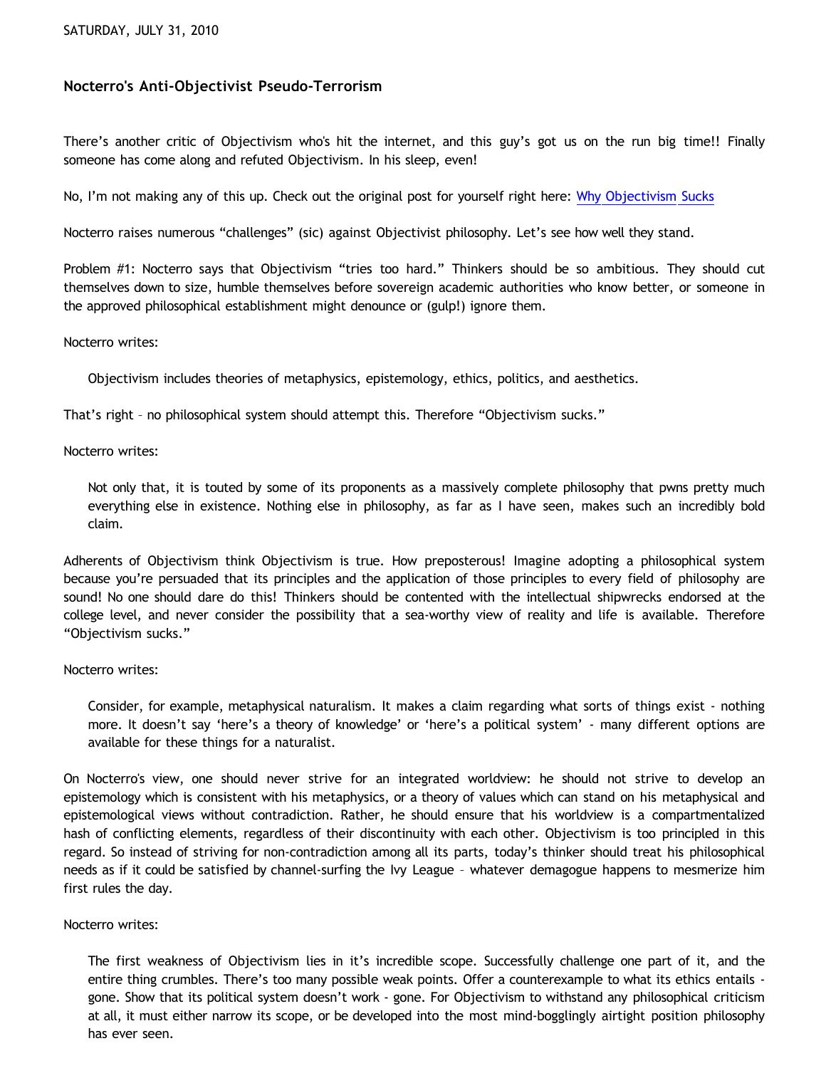SATURDAY, JULY 31, 2010

## Nocterro's Anti-Objectivist Pseudo-Terrorism

There's another critic of Objectivism who's hit the internet, and this guy's got us on the run big time!! Finally someone has come along and refuted Objectivism. In his sleep, even!

No, I'm not making any of this up. Check out the original post for yourself right here: Why Objectivism Sucks

Nocterro raises numerous "challenges" (sic) against Objectivist philosophy. Let's see how well they stand.

Problem #1: Nocterro says that Objectivism "tries too hard." Thinkers should be so ambitious. They should cut themselves down to size, humble themselves before sovereign academic authorities who know better, or someone in the approved philosophical establishment might denounce or (gulp!) ignore them.

Nocterro writes:

> Objectivism includes theories of metaphysics, epistemology, ethics, politics, and aesthetics.

That's right – no philosophical system should attempt this. Therefore "Objectivism sucks."

Nocterro writes:

> Not only that, it is touted by some of its proponents as a massively complete philosophy that pwns pretty much everything else in existence. Nothing else in philosophy, as far as I have seen, makes such an incredibly bold claim.

Adherents of Objectivism think Objectivism is true. How preposterous! Imagine adopting a philosophical system because you're persuaded that its principles and the application of those principles to every field of philosophy are sound! No one should dare do this! Thinkers should be contented with the intellectual shipwrecks endorsed at the college level, and never consider the possibility that a sea-worthy view of reality and life is available. Therefore "Objectivism sucks."

Nocterro writes:

> Consider, for example, metaphysical naturalism. It makes a claim regarding what sorts of things exist - nothing more. It doesn't say 'here's a theory of knowledge' or 'here's a political system' - many different options are available for these things for a naturalist.

On Nocterro's view, one should never strive for an integrated worldview: he should not strive to develop an epistemology which is consistent with his metaphysics, or a theory of values which can stand on his metaphysical and epistemological views without contradiction. Rather, he should ensure that his worldview is a compartmentalized hash of conflicting elements, regardless of their discontinuity with each other. Objectivism is too principled in this regard. So instead of striving for non-contradiction among all its parts, today's thinker should treat his philosophical needs as if it could be satisfied by channel-surfing the Ivy League – whatever demagogue happens to mesmerize him first rules the day.

Nocterro writes:

> The first weakness of Objectivism lies in it's incredible scope. Successfully challenge one part of it, and the entire thing crumbles. There's too many possible weak points. Offer a counterexample to what its ethics entails - gone. Show that its political system doesn't work - gone. For Objectivism to withstand any philosophical criticism at all, it must either narrow its scope, or be developed into the most mind-bogglingly airtight position philosophy has ever seen.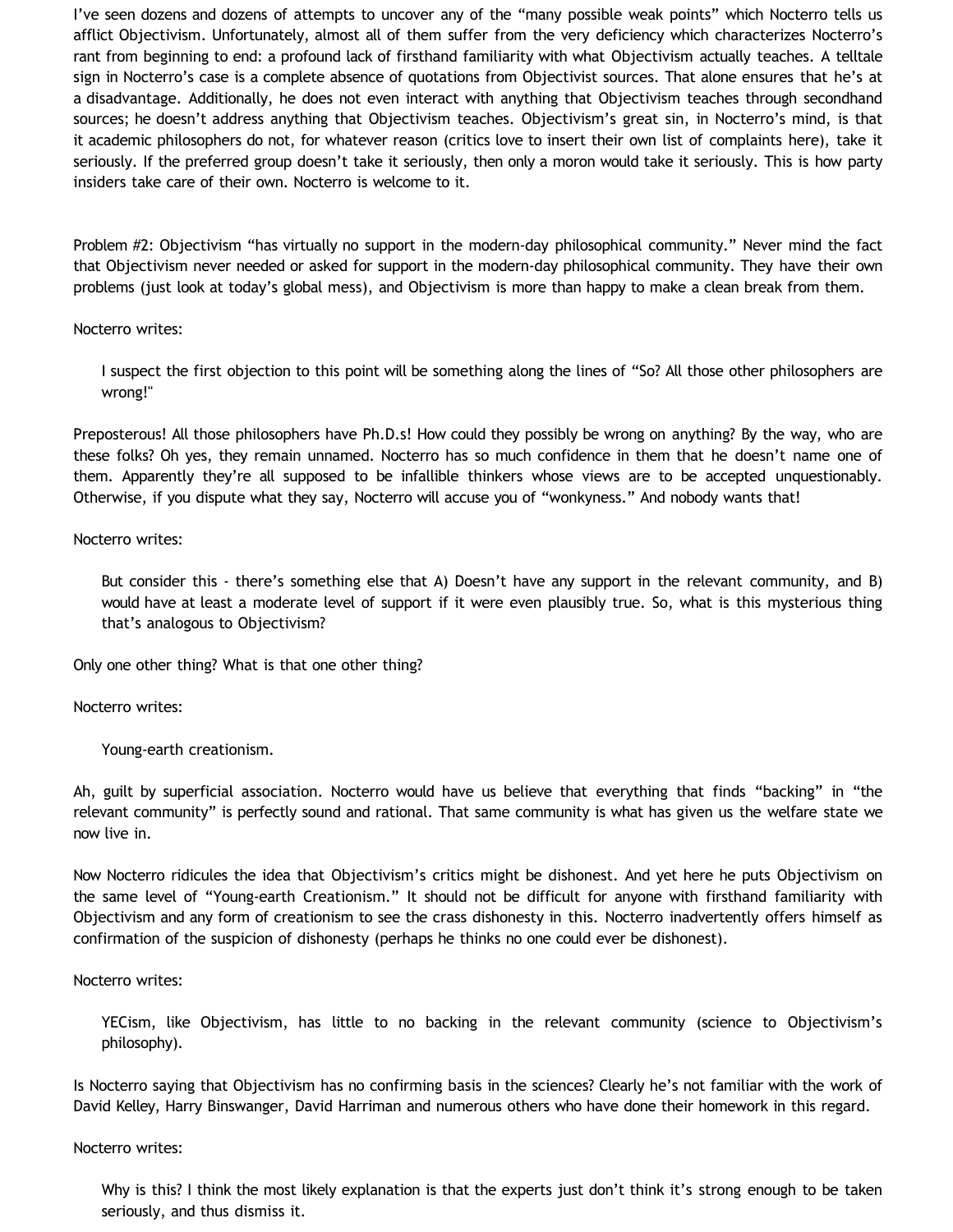I've seen dozens and dozens of attempts to uncover any of the "many possible weak points" which Nocterro tells us afflict Objectivism. Unfortunately, almost all of them suffer from the very deficiency which characterizes Nocterro's rant from beginning to end: a profound lack of firsthand familiarity with what Objectivism actually teaches. A telltale sign in Nocterro's case is a complete absence of quotations from Objectivist sources. That alone ensures that he's at a disadvantage. Additionally, he does not even interact with anything that Objectivism teaches through secondhand sources; he doesn't address anything that Objectivism teaches. Objectivism's great sin, in Nocterro's mind, is that it academic philosophers do not, for whatever reason (critics love to insert their own list of complaints here), take it seriously. If the preferred group doesn't take it seriously, then only a moron would take it seriously. This is how party insiders take care of their own. Nocterro is welcome to it.

Problem #2: Objectivism "has virtually no support in the modern-day philosophical community." Never mind the fact that Objectivism never needed or asked for support in the modern-day philosophical community. They have their own problems (just look at today's global mess), and Objectivism is more than happy to make a clean break from them.

Nocterro writes:

> I suspect the first objection to this point will be something along the lines of "So? All those other philosophers are wrong!"

Preposterous! All those philosophers have Ph.D.s! How could they possibly be wrong on anything? By the way, who are these folks? Oh yes, they remain unnamed. Nocterro has so much confidence in them that he doesn't name one of them. Apparently they're all supposed to be infallible thinkers whose views are to be accepted unquestionably. Otherwise, if you dispute what they say, Nocterro will accuse you of "wonkyness." And nobody wants that!

Nocterro writes:

> But consider this - there's something else that A) Doesn't have any support in the relevant community, and B) would have at least a moderate level of support if it were even plausibly true. So, what is this mysterious thing that's analogous to Objectivism?

Only one other thing? What is that one other thing?

Nocterro writes:

> Young-earth creationism.

Ah, guilt by superficial association. Nocterro would have us believe that everything that finds "backing" in "the relevant community" is perfectly sound and rational. That same community is what has given us the welfare state we now live in.

Now Nocterro ridicules the idea that Objectivism's critics might be dishonest. And yet here he puts Objectivism on the same level of "Young-earth Creationism." It should not be difficult for anyone with firsthand familiarity with Objectivism and any form of creationism to see the crass dishonesty in this. Nocterro inadvertently offers himself as confirmation of the suspicion of dishonesty (perhaps he thinks no one could ever be dishonest).

Nocterro writes:

> YECism, like Objectivism, has little to no backing in the relevant community (science to Objectivism's philosophy).

Is Nocterro saying that Objectivism has no confirming basis in the sciences? Clearly he's not familiar with the work of David Kelley, Harry Binswanger, David Harriman and numerous others who have done their homework in this regard.

Nocterro writes:

> Why is this? I think the most likely explanation is that the experts just don't think it's strong enough to be taken seriously, and thus dismiss it.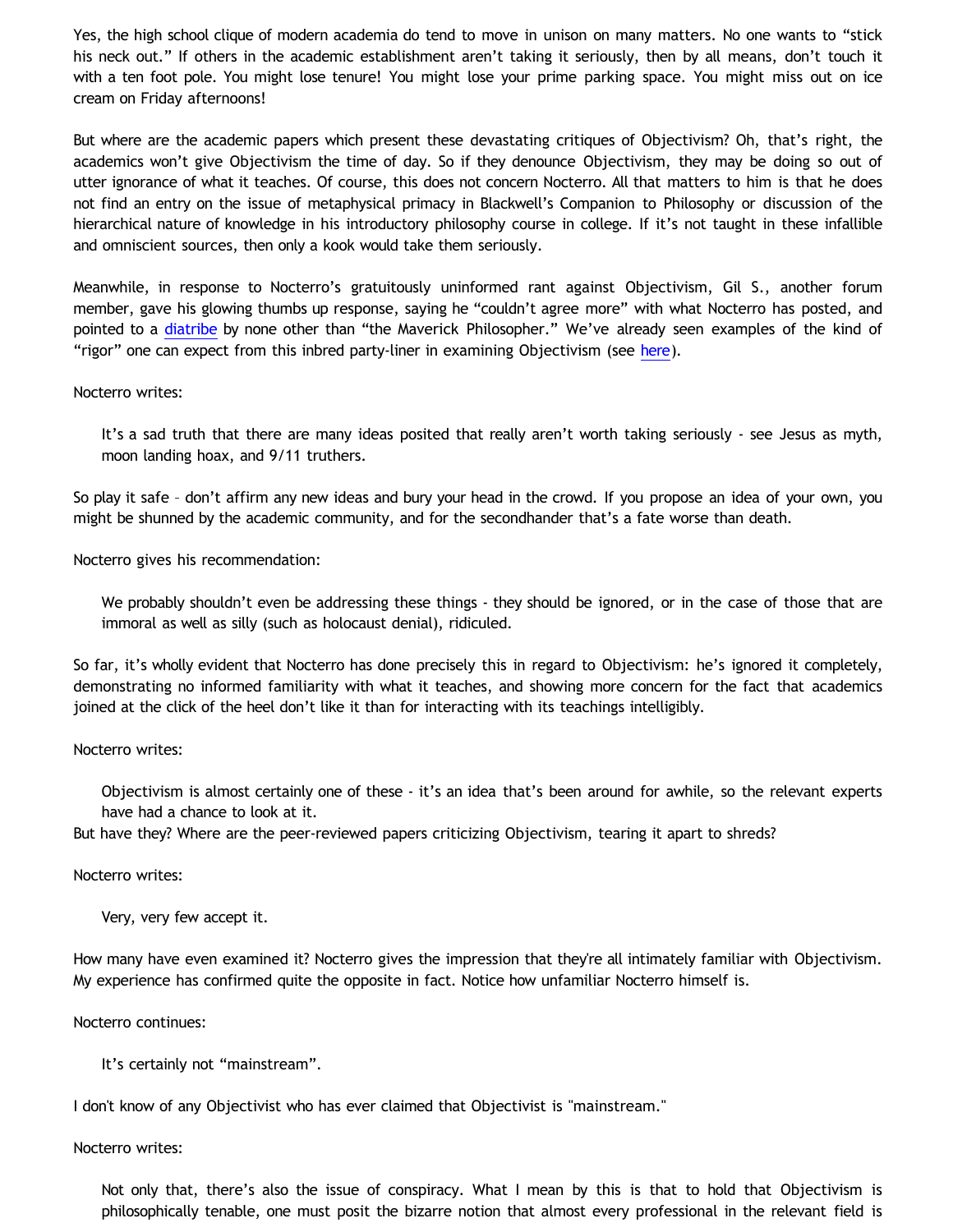Yes, the high school clique of modern academia do tend to move in unison on many matters. No one wants to "stick his neck out." If others in the academic establishment aren't taking it seriously, then by all means, don't touch it with a ten foot pole. You might lose tenure! You might lose your prime parking space. You might miss out on ice cream on Friday afternoons!

But where are the academic papers which present these devastating critiques of Objectivism? Oh, that's right, the academics won't give Objectivism the time of day. So if they denounce Objectivism, they may be doing so out of utter ignorance of what it teaches. Of course, this does not concern Nocterro. All that matters to him is that he does not find an entry on the issue of metaphysical primacy in Blackwell's Companion to Philosophy or discussion of the hierarchical nature of knowledge in his introductory philosophy course in college. If it's not taught in these infallible and omniscient sources, then only a kook would take them seriously.

Meanwhile, in response to Nocterro's gratuitously uninformed rant against Objectivism, Gil S., another forum member, gave his glowing thumbs up response, saying he "couldn't agree more" with what Nocterro has posted, and pointed to a diatribe by none other than "the Maverick Philosopher." We've already seen examples of the kind of "rigor" one can expect from this inbred party-liner in examining Objectivism (see here).

Nocterro writes:

> It's a sad truth that there are many ideas posited that really aren't worth taking seriously - see Jesus as myth, moon landing hoax, and 9/11 truthers.

So play it safe – don't affirm any new ideas and bury your head in the crowd. If you propose an idea of your own, you might be shunned by the academic community, and for the secondhander that's a fate worse than death.

Nocterro gives his recommendation:

> We probably shouldn't even be addressing these things - they should be ignored, or in the case of those that are immoral as well as silly (such as holocaust denial), ridiculed.

So far, it's wholly evident that Nocterro has done precisely this in regard to Objectivism: he's ignored it completely, demonstrating no informed familiarity with what it teaches, and showing more concern for the fact that academics joined at the click of the heel don't like it than for interacting with its teachings intelligibly.

Nocterro writes:

> Objectivism is almost certainly one of these - it's an idea that's been around for awhile, so the relevant experts have had a chance to look at it.

But have they? Where are the peer-reviewed papers criticizing Objectivism, tearing it apart to shreds?

Nocterro writes:

> Very, very few accept it.

How many have even examined it? Nocterro gives the impression that they're all intimately familiar with Objectivism. My experience has confirmed quite the opposite in fact. Notice how unfamiliar Nocterro himself is.

Nocterro continues:

> It's certainly not "mainstream".

I don't know of any Objectivist who has ever claimed that Objectivist is "mainstream."

Nocterro writes:

> Not only that, there's also the issue of conspiracy. What I mean by this is that to hold that Objectivism is philosophically tenable, one must posit the bizarre notion that almost every professional in the relevant field is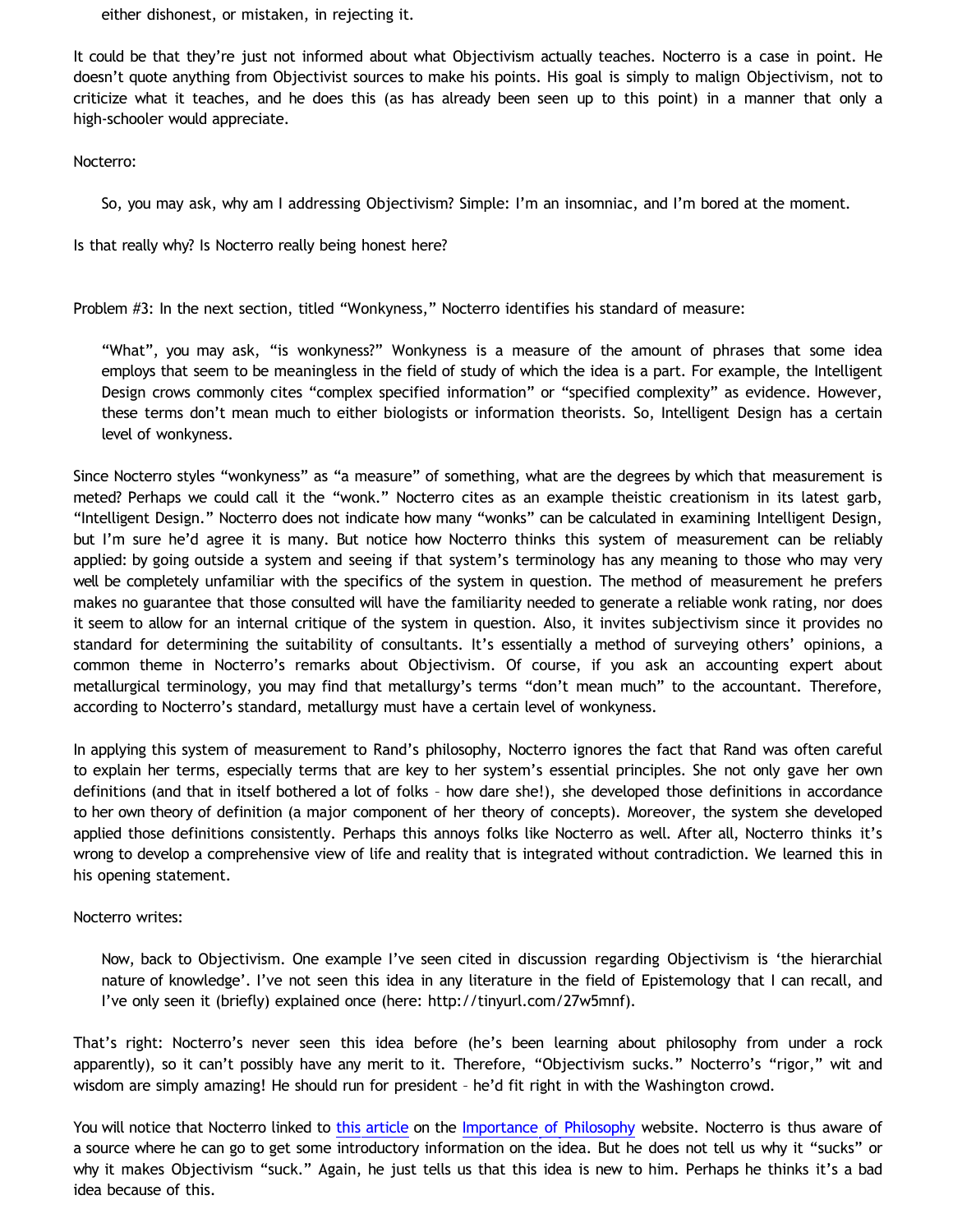either dishonest, or mistaken, in rejecting it.

It could be that they're just not informed about what Objectivism actually teaches. Nocterro is a case in point. He doesn't quote anything from Objectivist sources to make his points. His goal is simply to malign Objectivism, not to criticize what it teaches, and he does this (as has already been seen up to this point) in a manner that only a high-schooler would appreciate.

Nocterro:

> So, you may ask, why am I addressing Objectivism? Simple: I'm an insomniac, and I'm bored at the moment.

Is that really why? Is Nocterro really being honest here?

Problem #3: In the next section, titled "Wonkyness," Nocterro identifies his standard of measure:

> "What", you may ask, "is wonkyness?" Wonkyness is a measure of the amount of phrases that some idea employs that seem to be meaningless in the field of study of which the idea is a part. For example, the Intelligent Design crows commonly cites "complex specified information" or "specified complexity" as evidence. However, these terms don't mean much to either biologists or information theorists. So, Intelligent Design has a certain level of wonkyness.

Since Nocterro styles "wonkyness" as "a measure" of something, what are the degrees by which that measurement is meted? Perhaps we could call it the "wonk." Nocterro cites as an example theistic creationism in its latest garb, "Intelligent Design." Nocterro does not indicate how many "wonks" can be calculated in examining Intelligent Design, but I'm sure he'd agree it is many. But notice how Nocterro thinks this system of measurement can be reliably applied: by going outside a system and seeing if that system's terminology has any meaning to those who may very well be completely unfamiliar with the specifics of the system in question. The method of measurement he prefers makes no guarantee that those consulted will have the familiarity needed to generate a reliable wonk rating, nor does it seem to allow for an internal critique of the system in question. Also, it invites subjectivism since it provides no standard for determining the suitability of consultants. It's essentially a method of surveying others' opinions, a common theme in Nocterro's remarks about Objectivism. Of course, if you ask an accounting expert about metallurgical terminology, you may find that metallurgy's terms "don't mean much" to the accountant. Therefore, according to Nocterro's standard, metallurgy must have a certain level of wonkyness.

In applying this system of measurement to Rand's philosophy, Nocterro ignores the fact that Rand was often careful to explain her terms, especially terms that are key to her system's essential principles. She not only gave her own definitions (and that in itself bothered a lot of folks – how dare she!), she developed those definitions in accordance to her own theory of definition (a major component of her theory of concepts). Moreover, the system she developed applied those definitions consistently. Perhaps this annoys folks like Nocterro as well. After all, Nocterro thinks it's wrong to develop a comprehensive view of life and reality that is integrated without contradiction. We learned this in his opening statement.

Nocterro writes:

> Now, back to Objectivism. One example I've seen cited in discussion regarding Objectivism is 'the hierarchial nature of knowledge'. I've not seen this idea in any literature in the field of Epistemology that I can recall, and I've only seen it (briefly) explained once (here: http://tinyurl.com/27w5mnf).

That's right: Nocterro's never seen this idea before (he's been learning about philosophy from under a rock apparently), so it can't possibly have any merit to it. Therefore, "Objectivism sucks." Nocterro's "rigor," wit and wisdom are simply amazing! He should run for president – he'd fit right in with the Washington crowd.

You will notice that Nocterro linked to this article on the Importance of Philosophy website. Nocterro is thus aware of a source where he can go to get some introductory information on the idea. But he does not tell us why it "sucks" or why it makes Objectivism "suck." Again, he just tells us that this idea is new to him. Perhaps he thinks it's a bad idea because of this.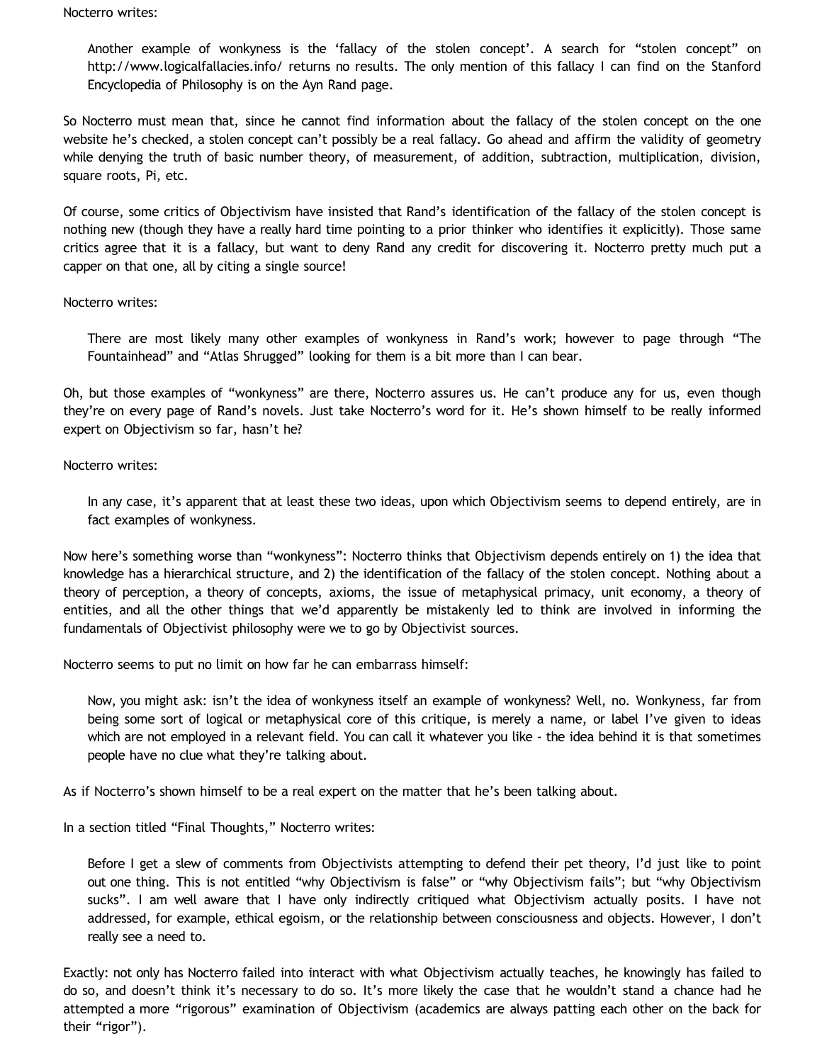Nocterro writes:

> Another example of wonkyness is the ‘fallacy of the stolen concept’. A search for “stolen concept” on http://www.logicalfallacies.info/ returns no results. The only mention of this fallacy I can find on the Stanford Encyclopedia of Philosophy is on the Ayn Rand page.

So Nocterro must mean that, since he cannot find information about the fallacy of the stolen concept on the one website he’s checked, a stolen concept can’t possibly be a real fallacy. Go ahead and affirm the validity of geometry while denying the truth of basic number theory, of measurement, of addition, subtraction, multiplication, division, square roots, Pi, etc.

Of course, some critics of Objectivism have insisted that Rand’s identification of the fallacy of the stolen concept is nothing new (though they have a really hard time pointing to a prior thinker who identifies it explicitly). Those same critics agree that it is a fallacy, but want to deny Rand any credit for discovering it. Nocterro pretty much put a capper on that one, all by citing a single source!

Nocterro writes:

> There are most likely many other examples of wonkyness in Rand’s work; however to page through “The Fountainhead” and “Atlas Shrugged” looking for them is a bit more than I can bear.

Oh, but those examples of “wonkyness” are there, Nocterro assures us. He can’t produce any for us, even though they’re on every page of Rand’s novels. Just take Nocterro’s word for it. He’s shown himself to be really informed expert on Objectivism so far, hasn’t he?

Nocterro writes:

> In any case, it’s apparent that at least these two ideas, upon which Objectivism seems to depend entirely, are in fact examples of wonkyness.

Now here’s something worse than “wonkyness”: Nocterro thinks that Objectivism depends entirely on 1) the idea that knowledge has a hierarchical structure, and 2) the identification of the fallacy of the stolen concept. Nothing about a theory of perception, a theory of concepts, axioms, the issue of metaphysical primacy, unit economy, a theory of entities, and all the other things that we’d apparently be mistakenly led to think are involved in informing the fundamentals of Objectivist philosophy were we to go by Objectivist sources.

Nocterro seems to put no limit on how far he can embarrass himself:

> Now, you might ask: isn’t the idea of wonkyness itself an example of wonkyness? Well, no. Wonkyness, far from being some sort of logical or metaphysical core of this critique, is merely a name, or label I’ve given to ideas which are not employed in a relevant field. You can call it whatever you like - the idea behind it is that sometimes people have no clue what they’re talking about.

As if Nocterro’s shown himself to be a real expert on the matter that he’s been talking about.

In a section titled “Final Thoughts,” Nocterro writes:

> Before I get a slew of comments from Objectivists attempting to defend their pet theory, I’d just like to point out one thing. This is not entitled “why Objectivism is false” or “why Objectivism fails”; but “why Objectivism sucks”. I am well aware that I have only indirectly critiqued what Objectivism actually posits. I have not addressed, for example, ethical egoism, or the relationship between consciousness and objects. However, I don’t really see a need to.

Exactly: not only has Nocterro failed into interact with what Objectivism actually teaches, he knowingly has failed to do so, and doesn’t think it’s necessary to do so. It’s more likely the case that he wouldn’t stand a chance had he attempted a more “rigorous” examination of Objectivism (academics are always patting each other on the back for their “rigor”).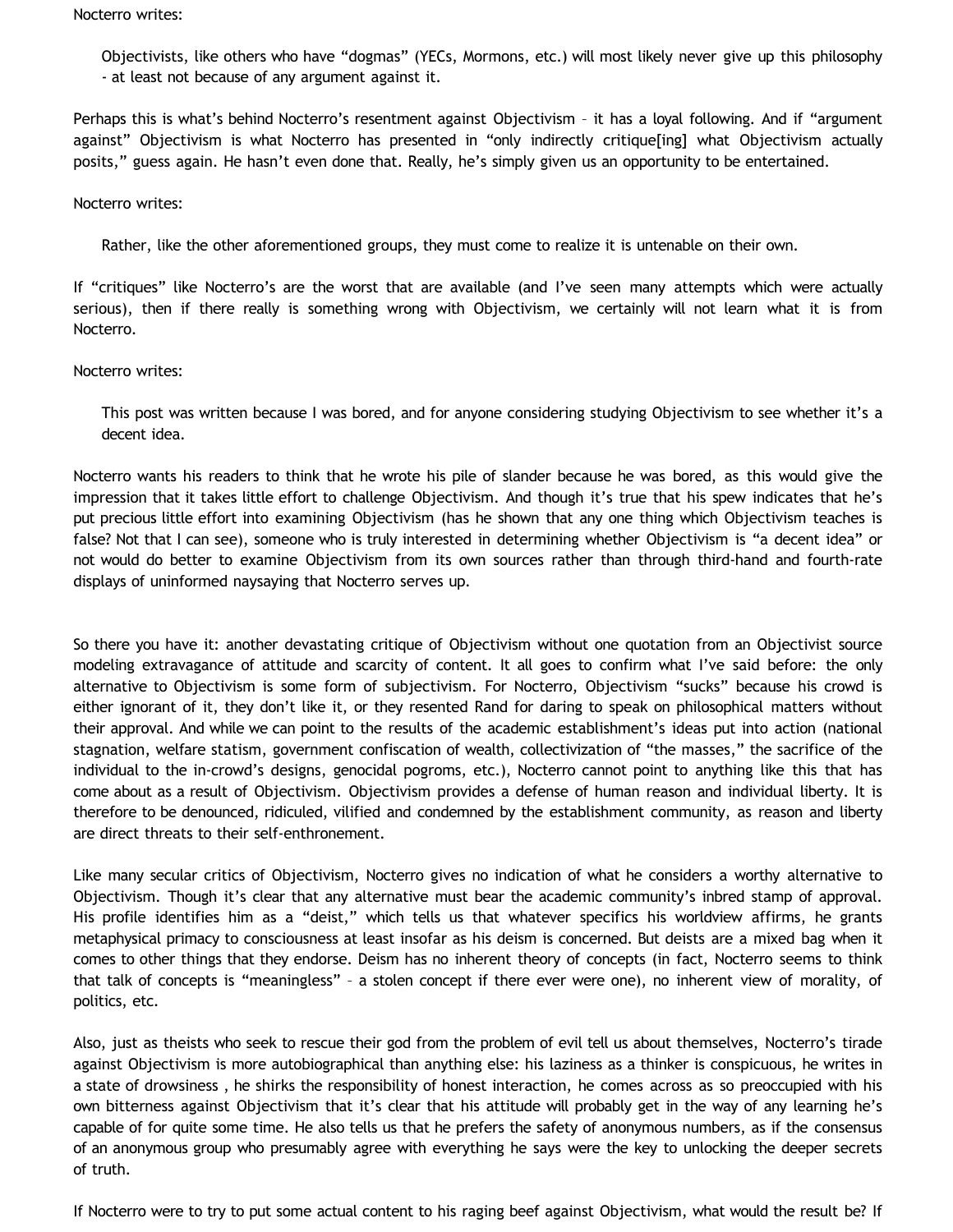Nocterro writes:

> Objectivists, like others who have “dogmas” (YECs, Mormons, etc.) will most likely never give up this philosophy - at least not because of any argument against it.

Perhaps this is what’s behind Nocterro’s resentment against Objectivism – it has a loyal following. And if “argument against” Objectivism is what Nocterro has presented in “only indirectly critique[ing] what Objectivism actually posits,” guess again. He hasn’t even done that. Really, he’s simply given us an opportunity to be entertained.

Nocterro writes:

> Rather, like the other aforementioned groups, they must come to realize it is untenable on their own.

If “critiques” like Nocterro’s are the worst that are available (and I’ve seen many attempts which were actually serious), then if there really is something wrong with Objectivism, we certainly will not learn what it is from Nocterro.

Nocterro writes:

> This post was written because I was bored, and for anyone considering studying Objectivism to see whether it’s a decent idea.

Nocterro wants his readers to think that he wrote his pile of slander because he was bored, as this would give the impression that it takes little effort to challenge Objectivism. And though it’s true that his spew indicates that he’s put precious little effort into examining Objectivism (has he shown that any one thing which Objectivism teaches is false? Not that I can see), someone who is truly interested in determining whether Objectivism is “a decent idea” or not would do better to examine Objectivism from its own sources rather than through third-hand and fourth-rate displays of uninformed naysaying that Nocterro serves up.

So there you have it: another devastating critique of Objectivism without one quotation from an Objectivist source modeling extravagance of attitude and scarcity of content. It all goes to confirm what I’ve said before: the only alternative to Objectivism is some form of subjectivism. For Nocterro, Objectivism “sucks” because his crowd is either ignorant of it, they don’t like it, or they resented Rand for daring to speak on philosophical matters without their approval. And while we can point to the results of the academic establishment’s ideas put into action (national stagnation, welfare statism, government confiscation of wealth, collectivization of “the masses,” the sacrifice of the individual to the in-crowd’s designs, genocidal pogroms, etc.), Nocterro cannot point to anything like this that has come about as a result of Objectivism. Objectivism provides a defense of human reason and individual liberty. It is therefore to be denounced, ridiculed, vilified and condemned by the establishment community, as reason and liberty are direct threats to their self-enthronement.

Like many secular critics of Objectivism, Nocterro gives no indication of what he considers a worthy alternative to Objectivism. Though it’s clear that any alternative must bear the academic community’s inbred stamp of approval. His profile identifies him as a “deist,” which tells us that whatever specifics his worldview affirms, he grants metaphysical primacy to consciousness at least insofar as his deism is concerned. But deists are a mixed bag when it comes to other things that they endorse. Deism has no inherent theory of concepts (in fact, Nocterro seems to think that talk of concepts is “meaningless” – a stolen concept if there ever were one), no inherent view of morality, of politics, etc.

Also, just as theists who seek to rescue their god from the problem of evil tell us about themselves, Nocterro’s tirade against Objectivism is more autobiographical than anything else: his laziness as a thinker is conspicuous, he writes in a state of drowsiness , he shirks the responsibility of honest interaction, he comes across as so preoccupied with his own bitterness against Objectivism that it’s clear that his attitude will probably get in the way of any learning he’s capable of for quite some time. He also tells us that he prefers the safety of anonymous numbers, as if the consensus of an anonymous group who presumably agree with everything he says were the key to unlocking the deeper secrets of truth.

If Nocterro were to try to put some actual content to his raging beef against Objectivism, what would the result be? If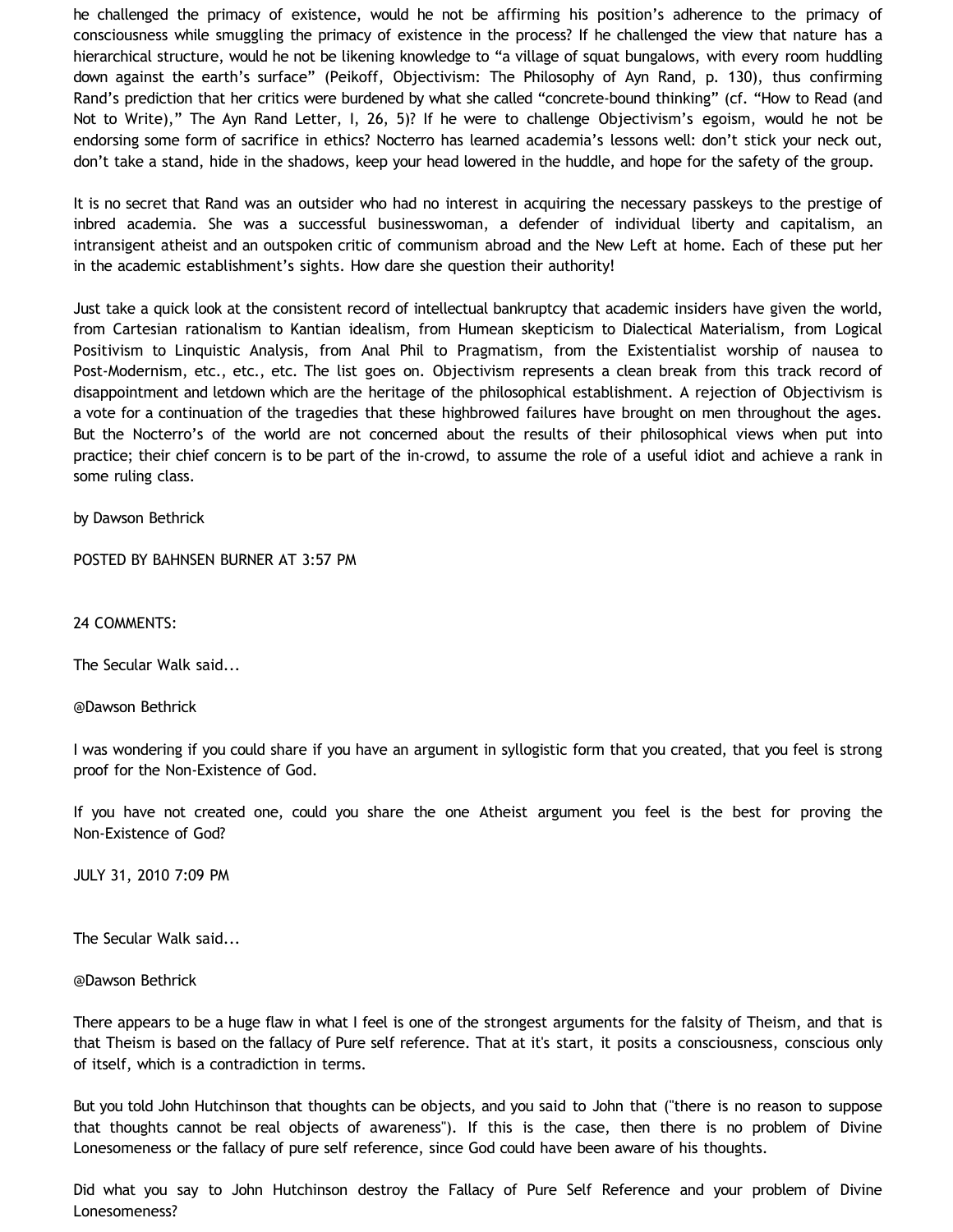he challenged the primacy of existence, would he not be affirming his position's adherence to the primacy of consciousness while smuggling the primacy of existence in the process? If he challenged the view that nature has a hierarchical structure, would he not be likening knowledge to "a village of squat bungalows, with every room huddling down against the earth's surface" (Peikoff, Objectivism: The Philosophy of Ayn Rand, p. 130), thus confirming Rand's prediction that her critics were burdened by what she called "concrete-bound thinking" (cf. "How to Read (and Not to Write)," The Ayn Rand Letter, I, 26, 5)? If he were to challenge Objectivism's egoism, would he not be endorsing some form of sacrifice in ethics? Nocterro has learned academia's lessons well: don't stick your neck out, don't take a stand, hide in the shadows, keep your head lowered in the huddle, and hope for the safety of the group.

It is no secret that Rand was an outsider who had no interest in acquiring the necessary passkeys to the prestige of inbred academia. She was a successful businesswoman, a defender of individual liberty and capitalism, an intransigent atheist and an outspoken critic of communism abroad and the New Left at home. Each of these put her in the academic establishment's sights. How dare she question their authority!

Just take a quick look at the consistent record of intellectual bankruptcy that academic insiders have given the world, from Cartesian rationalism to Kantian idealism, from Humean skepticism to Dialectical Materialism, from Logical Positivism to Linquistic Analysis, from Anal Phil to Pragmatism, from the Existentialist worship of nausea to Post-Modernism, etc., etc., etc. The list goes on. Objectivism represents a clean break from this track record of disappointment and letdown which are the heritage of the philosophical establishment. A rejection of Objectivism is a vote for a continuation of the tragedies that these highbrowed failures have brought on men throughout the ages. But the Nocterro's of the world are not concerned about the results of their philosophical views when put into practice; their chief concern is to be part of the in-crowd, to assume the role of a useful idiot and achieve a rank in some ruling class.

by Dawson Bethrick

POSTED BY BAHNSEN BURNER AT 3:57 PM

24 COMMENTS:

The Secular Walk said...

@Dawson Bethrick

I was wondering if you could share if you have an argument in syllogistic form that you created, that you feel is strong proof for the Non-Existence of God.

If you have not created one, could you share the one Atheist argument you feel is the best for proving the Non-Existence of God?

JULY 31, 2010 7:09 PM

The Secular Walk said...

@Dawson Bethrick

There appears to be a huge flaw in what I feel is one of the strongest arguments for the falsity of Theism, and that is that Theism is based on the fallacy of Pure self reference. That at it's start, it posits a consciousness, conscious only of itself, which is a contradiction in terms.

But you told John Hutchinson that thoughts can be objects, and you said to John that ("there is no reason to suppose that thoughts cannot be real objects of awareness"). If this is the case, then there is no problem of Divine Lonesomeness or the fallacy of pure self reference, since God could have been aware of his thoughts.

Did what you say to John Hutchinson destroy the Fallacy of Pure Self Reference and your problem of Divine Lonesomeness?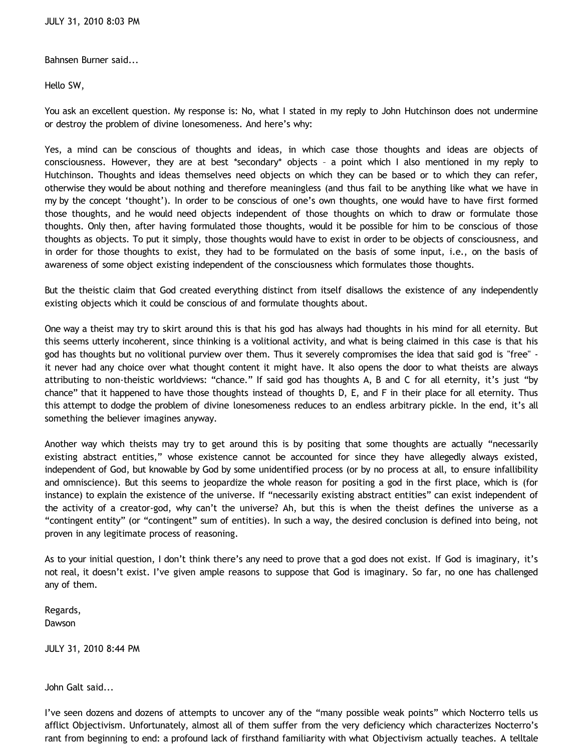JULY 31, 2010 8:03 PM

Bahnsen Burner said...

Hello SW,

You ask an excellent question. My response is: No, what I stated in my reply to John Hutchinson does not undermine or destroy the problem of divine lonesomeness. And here's why:

Yes, a mind can be conscious of thoughts and ideas, in which case those thoughts and ideas are objects of consciousness. However, they are at best *secondary* objects – a point which I also mentioned in my reply to Hutchinson. Thoughts and ideas themselves need objects on which they can be based or to which they can refer, otherwise they would be about nothing and therefore meaningless (and thus fail to be anything like what we have in my by the concept 'thought'). In order to be conscious of one's own thoughts, one would have to have first formed those thoughts, and he would need objects independent of those thoughts on which to draw or formulate those thoughts. Only then, after having formulated those thoughts, would it be possible for him to be conscious of those thoughts as objects. To put it simply, those thoughts would have to exist in order to be objects of consciousness, and in order for those thoughts to exist, they had to be formulated on the basis of some input, i.e., on the basis of awareness of some object existing independent of the consciousness which formulates those thoughts.

But the theistic claim that God created everything distinct from itself disallows the existence of any independently existing objects which it could be conscious of and formulate thoughts about.

One way a theist may try to skirt around this is that his god has always had thoughts in his mind for all eternity. But this seems utterly incoherent, since thinking is a volitional activity, and what is being claimed in this case is that his god has thoughts but no volitional purview over them. Thus it severely compromises the idea that said god is "free" - it never had any choice over what thought content it might have. It also opens the door to what theists are always attributing to non-theistic worldviews: "chance." If said god has thoughts A, B and C for all eternity, it's just "by chance" that it happened to have those thoughts instead of thoughts D, E, and F in their place for all eternity. Thus this attempt to dodge the problem of divine lonesomeness reduces to an endless arbitrary pickle. In the end, it's all something the believer imagines anyway.

Another way which theists may try to get around this is by positing that some thoughts are actually "necessarily existing abstract entities," whose existence cannot be accounted for since they have allegedly always existed, independent of God, but knowable by God by some unidentified process (or by no process at all, to ensure infallibility and omniscience). But this seems to jeopardize the whole reason for positing a god in the first place, which is (for instance) to explain the existence of the universe. If "necessarily existing abstract entities" can exist independent of the activity of a creator-god, why can't the universe? Ah, but this is when the theist defines the universe as a "contingent entity" (or "contingent" sum of entities). In such a way, the desired conclusion is defined into being, not proven in any legitimate process of reasoning.

As to your initial question, I don't think there's any need to prove that a god does not exist. If God is imaginary, it's not real, it doesn't exist. I've given ample reasons to suppose that God is imaginary. So far, no one has challenged any of them.

Regards,
Dawson

JULY 31, 2010 8:44 PM

John Galt said...

I've seen dozens and dozens of attempts to uncover any of the "many possible weak points" which Nocterro tells us afflict Objectivism. Unfortunately, almost all of them suffer from the very deficiency which characterizes Nocterro's rant from beginning to end: a profound lack of firsthand familiarity with what Objectivism actually teaches. A telltale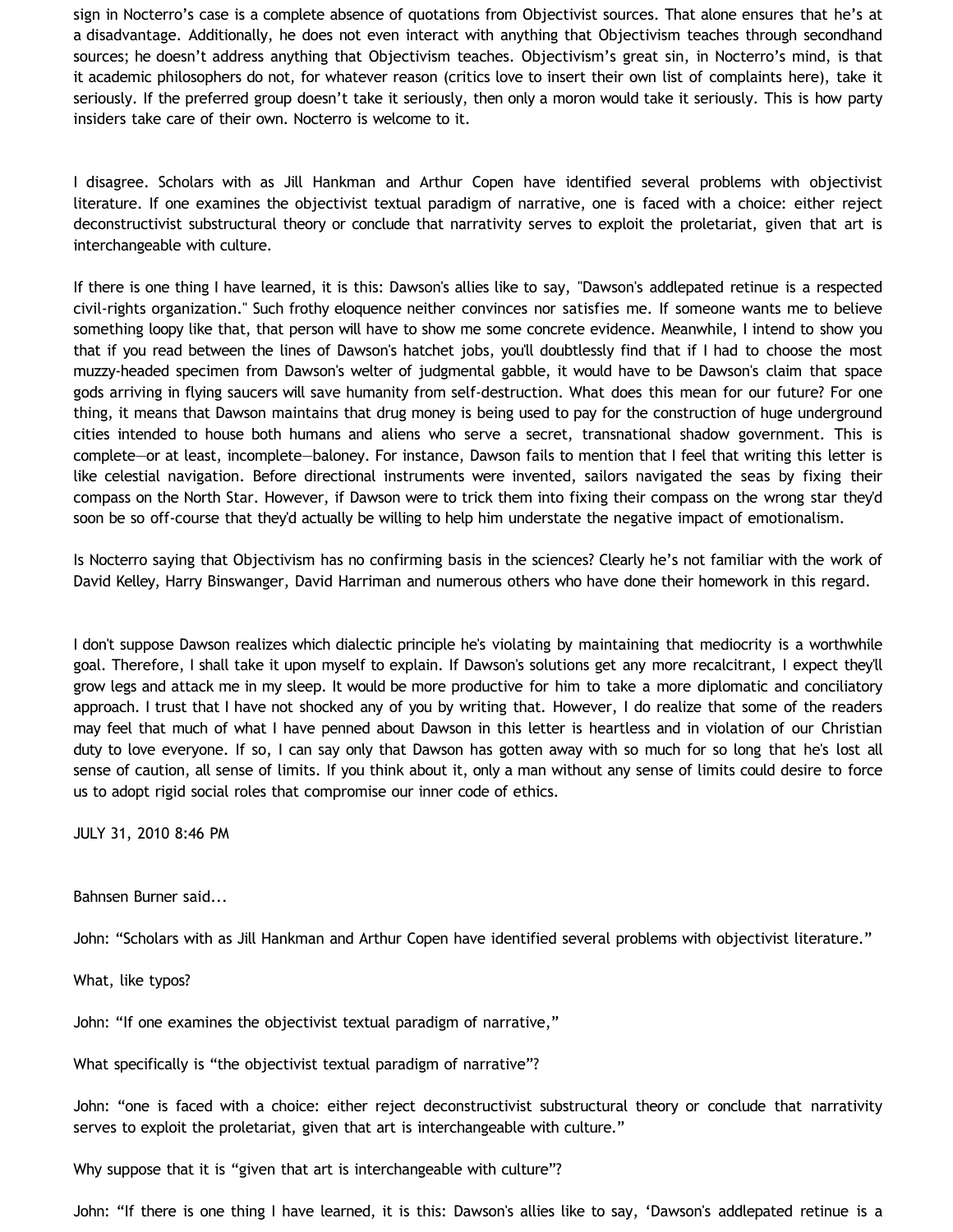sign in Nocterro's case is a complete absence of quotations from Objectivist sources. That alone ensures that he's at a disadvantage. Additionally, he does not even interact with anything that Objectivism teaches through secondhand sources; he doesn't address anything that Objectivism teaches. Objectivism's great sin, in Nocterro's mind, is that it academic philosophers do not, for whatever reason (critics love to insert their own list of complaints here), take it seriously. If the preferred group doesn't take it seriously, then only a moron would take it seriously. This is how party insiders take care of their own. Nocterro is welcome to it.

I disagree. Scholars with as Jill Hankman and Arthur Copen have identified several problems with objectivist literature. If one examines the objectivist textual paradigm of narrative, one is faced with a choice: either reject deconstructivist substructural theory or conclude that narrativity serves to exploit the proletariat, given that art is interchangeable with culture.

If there is one thing I have learned, it is this: Dawson's allies like to say, "Dawson's addlepated retinue is a respected civil-rights organization." Such frothy eloquence neither convinces nor satisfies me. If someone wants me to believe something loopy like that, that person will have to show me some concrete evidence. Meanwhile, I intend to show you that if you read between the lines of Dawson's hatchet jobs, you'll doubtlessly find that if I had to choose the most muzzy-headed specimen from Dawson's welter of judgmental gabble, it would have to be Dawson's claim that space gods arriving in flying saucers will save humanity from self-destruction. What does this mean for our future? For one thing, it means that Dawson maintains that drug money is being used to pay for the construction of huge underground cities intended to house both humans and aliens who serve a secret, transnational shadow government. This is complete—or at least, incomplete—baloney. For instance, Dawson fails to mention that I feel that writing this letter is like celestial navigation. Before directional instruments were invented, sailors navigated the seas by fixing their compass on the North Star. However, if Dawson were to trick them into fixing their compass on the wrong star they'd soon be so off-course that they'd actually be willing to help him understate the negative impact of emotionalism.

Is Nocterro saying that Objectivism has no confirming basis in the sciences? Clearly he's not familiar with the work of David Kelley, Harry Binswanger, David Harriman and numerous others who have done their homework in this regard.

I don't suppose Dawson realizes which dialectic principle he's violating by maintaining that mediocrity is a worthwhile goal. Therefore, I shall take it upon myself to explain. If Dawson's solutions get any more recalcitrant, I expect they'll grow legs and attack me in my sleep. It would be more productive for him to take a more diplomatic and conciliatory approach. I trust that I have not shocked any of you by writing that. However, I do realize that some of the readers may feel that much of what I have penned about Dawson in this letter is heartless and in violation of our Christian duty to love everyone. If so, I can say only that Dawson has gotten away with so much for so long that he's lost all sense of caution, all sense of limits. If you think about it, only a man without any sense of limits could desire to force us to adopt rigid social roles that compromise our inner code of ethics.

JULY 31, 2010 8:46 PM

Bahnsen Burner said...

John: "Scholars with as Jill Hankman and Arthur Copen have identified several problems with objectivist literature."

What, like typos?

John: "If one examines the objectivist textual paradigm of narrative,"

What specifically is "the objectivist textual paradigm of narrative"?

John: "one is faced with a choice: either reject deconstructivist substructural theory or conclude that narrativity serves to exploit the proletariat, given that art is interchangeable with culture."

Why suppose that it is "given that art is interchangeable with culture"?

John: "If there is one thing I have learned, it is this: Dawson's allies like to say, 'Dawson's addlepated retinue is a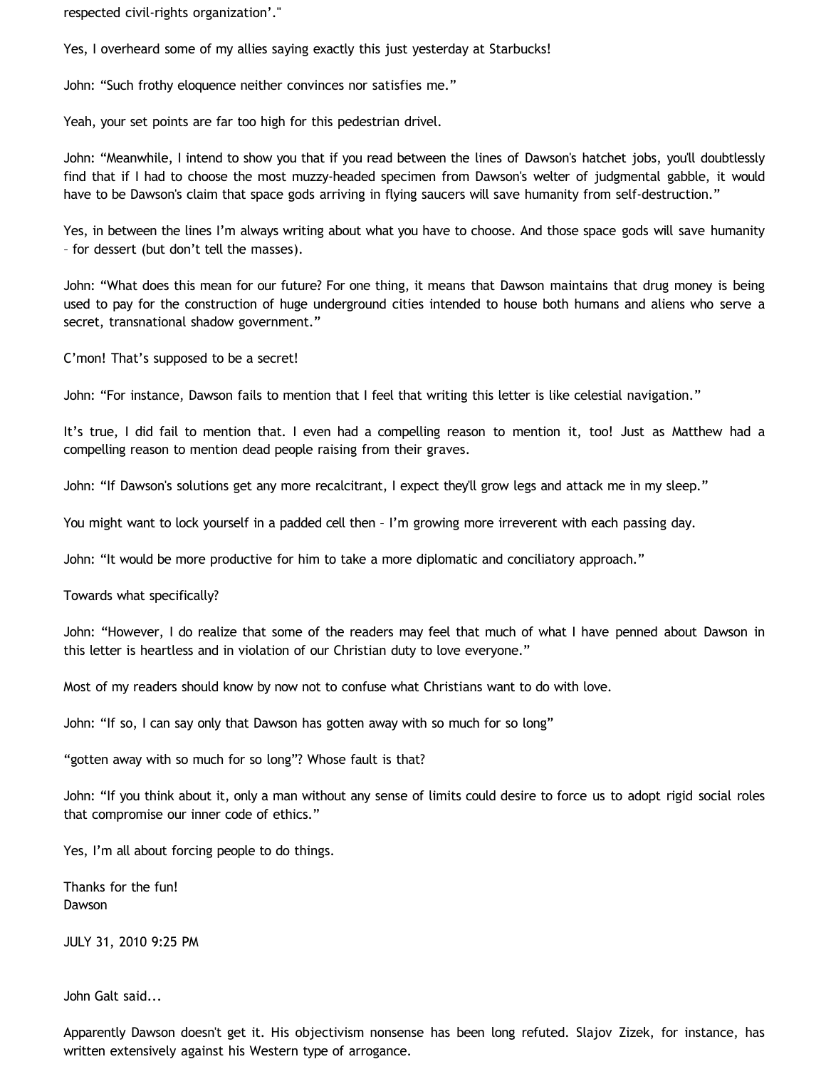respected civil-rights organization’."

Yes, I overheard some of my allies saying exactly this just yesterday at Starbucks!

John: “Such frothy eloquence neither convinces nor satisfies me.”

Yeah, your set points are far too high for this pedestrian drivel.

John: “Meanwhile, I intend to show you that if you read between the lines of Dawson's hatchet jobs, you'll doubtlessly find that if I had to choose the most muzzy-headed specimen from Dawson's welter of judgmental gabble, it would have to be Dawson's claim that space gods arriving in flying saucers will save humanity from self-destruction.”

Yes, in between the lines I’m always writing about what you have to choose. And those space gods will save humanity – for dessert (but don’t tell the masses).

John: “What does this mean for our future? For one thing, it means that Dawson maintains that drug money is being used to pay for the construction of huge underground cities intended to house both humans and aliens who serve a secret, transnational shadow government.”

C’mon! That’s supposed to be a secret!

John: “For instance, Dawson fails to mention that I feel that writing this letter is like celestial navigation.”

It’s true, I did fail to mention that. I even had a compelling reason to mention it, too! Just as Matthew had a compelling reason to mention dead people raising from their graves.

John: “If Dawson's solutions get any more recalcitrant, I expect they'll grow legs and attack me in my sleep.”

You might want to lock yourself in a padded cell then – I’m growing more irreverent with each passing day.

John: “It would be more productive for him to take a more diplomatic and conciliatory approach.”

Towards what specifically?

John: “However, I do realize that some of the readers may feel that much of what I have penned about Dawson in this letter is heartless and in violation of our Christian duty to love everyone.”

Most of my readers should know by now not to confuse what Christians want to do with love.

John: “If so, I can say only that Dawson has gotten away with so much for so long”

“gotten away with so much for so long”? Whose fault is that?

John: “If you think about it, only a man without any sense of limits could desire to force us to adopt rigid social roles that compromise our inner code of ethics.”

Yes, I’m all about forcing people to do things.

Thanks for the fun!
Dawson

JULY 31, 2010 9:25 PM

John Galt said...

Apparently Dawson doesn't get it. His objectivism nonsense has been long refuted. Slajov Zizek, for instance, has written extensively against his Western type of arrogance.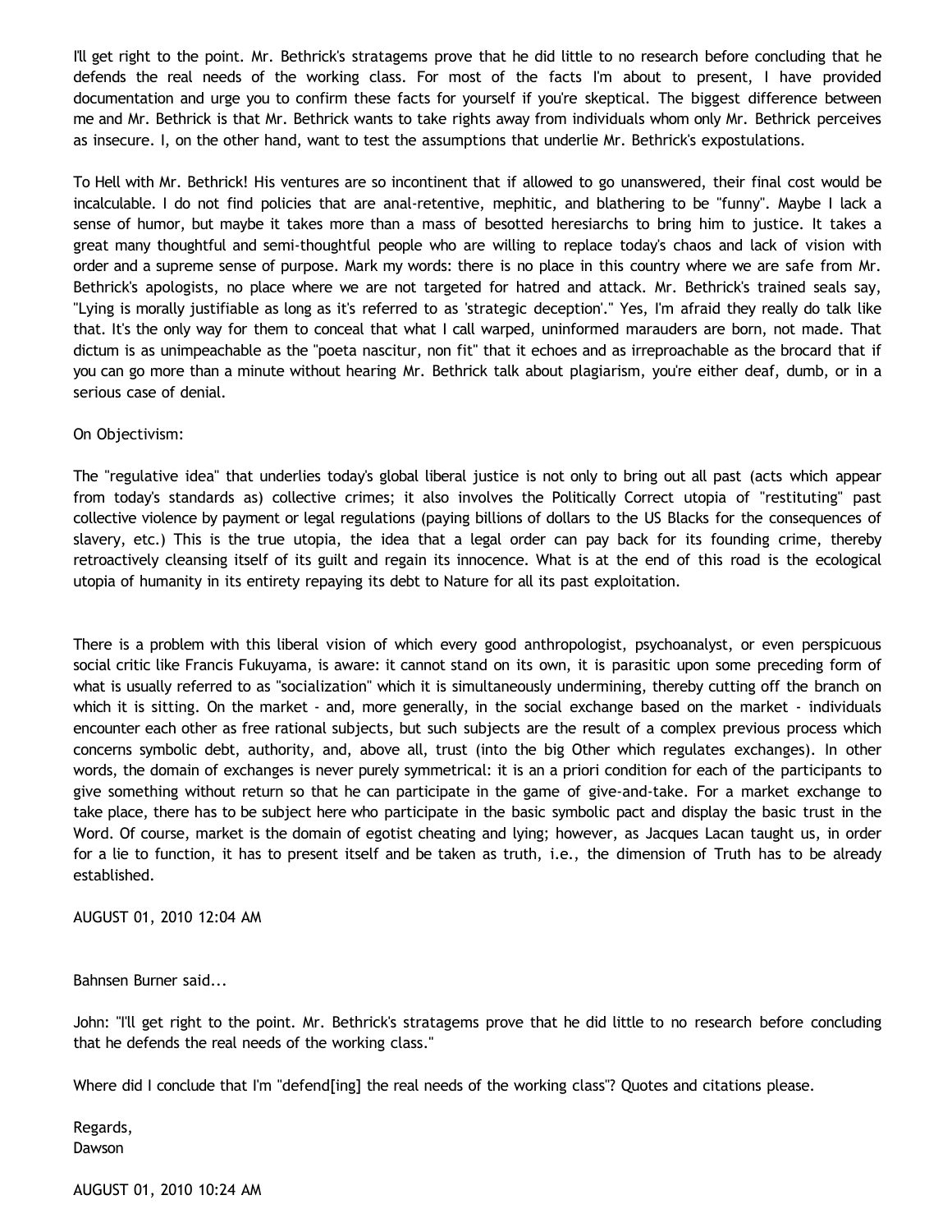I'll get right to the point. Mr. Bethrick's stratagems prove that he did little to no research before concluding that he defends the real needs of the working class. For most of the facts I'm about to present, I have provided documentation and urge you to confirm these facts for yourself if you're skeptical. The biggest difference between me and Mr. Bethrick is that Mr. Bethrick wants to take rights away from individuals whom only Mr. Bethrick perceives as insecure. I, on the other hand, want to test the assumptions that underlie Mr. Bethrick's expostulations.

To Hell with Mr. Bethrick! His ventures are so incontinent that if allowed to go unanswered, their final cost would be incalculable. I do not find policies that are anal-retentive, mephitic, and blathering to be "funny". Maybe I lack a sense of humor, but maybe it takes more than a mass of besotted heresiarchs to bring him to justice. It takes a great many thoughtful and semi-thoughtful people who are willing to replace today's chaos and lack of vision with order and a supreme sense of purpose. Mark my words: there is no place in this country where we are safe from Mr. Bethrick's apologists, no place where we are not targeted for hatred and attack. Mr. Bethrick's trained seals say, "Lying is morally justifiable as long as it's referred to as 'strategic deception'." Yes, I'm afraid they really do talk like that. It's the only way for them to conceal that what I call warped, uninformed marauders are born, not made. That dictum is as unimpeachable as the "poeta nascitur, non fit" that it echoes and as irreproachable as the brocard that if you can go more than a minute without hearing Mr. Bethrick talk about plagiarism, you're either deaf, dumb, or in a serious case of denial.

On Objectivism:

The "regulative idea" that underlies today's global liberal justice is not only to bring out all past (acts which appear from today's standards as) collective crimes; it also involves the Politically Correct utopia of "restituting" past collective violence by payment or legal regulations (paying billions of dollars to the US Blacks for the consequences of slavery, etc.) This is the true utopia, the idea that a legal order can pay back for its founding crime, thereby retroactively cleansing itself of its guilt and regain its innocence. What is at the end of this road is the ecological utopia of humanity in its entirety repaying its debt to Nature for all its past exploitation.

There is a problem with this liberal vision of which every good anthropologist, psychoanalyst, or even perspicuous social critic like Francis Fukuyama, is aware: it cannot stand on its own, it is parasitic upon some preceding form of what is usually referred to as "socialization" which it is simultaneously undermining, thereby cutting off the branch on which it is sitting. On the market - and, more generally, in the social exchange based on the market - individuals encounter each other as free rational subjects, but such subjects are the result of a complex previous process which concerns symbolic debt, authority, and, above all, trust (into the big Other which regulates exchanges). In other words, the domain of exchanges is never purely symmetrical: it is an a priori condition for each of the participants to give something without return so that he can participate in the game of give-and-take. For a market exchange to take place, there has to be subject here who participate in the basic symbolic pact and display the basic trust in the Word. Of course, market is the domain of egotist cheating and lying; however, as Jacques Lacan taught us, in order for a lie to function, it has to present itself and be taken as truth, i.e., the dimension of Truth has to be already established.

AUGUST 01, 2010 12:04 AM

Bahnsen Burner said...

John: "I'll get right to the point. Mr. Bethrick's stratagems prove that he did little to no research before concluding that he defends the real needs of the working class."

Where did I conclude that I'm "defend[ing] the real needs of the working class"? Quotes and citations please.

Regards,
Dawson

AUGUST 01, 2010 10:24 AM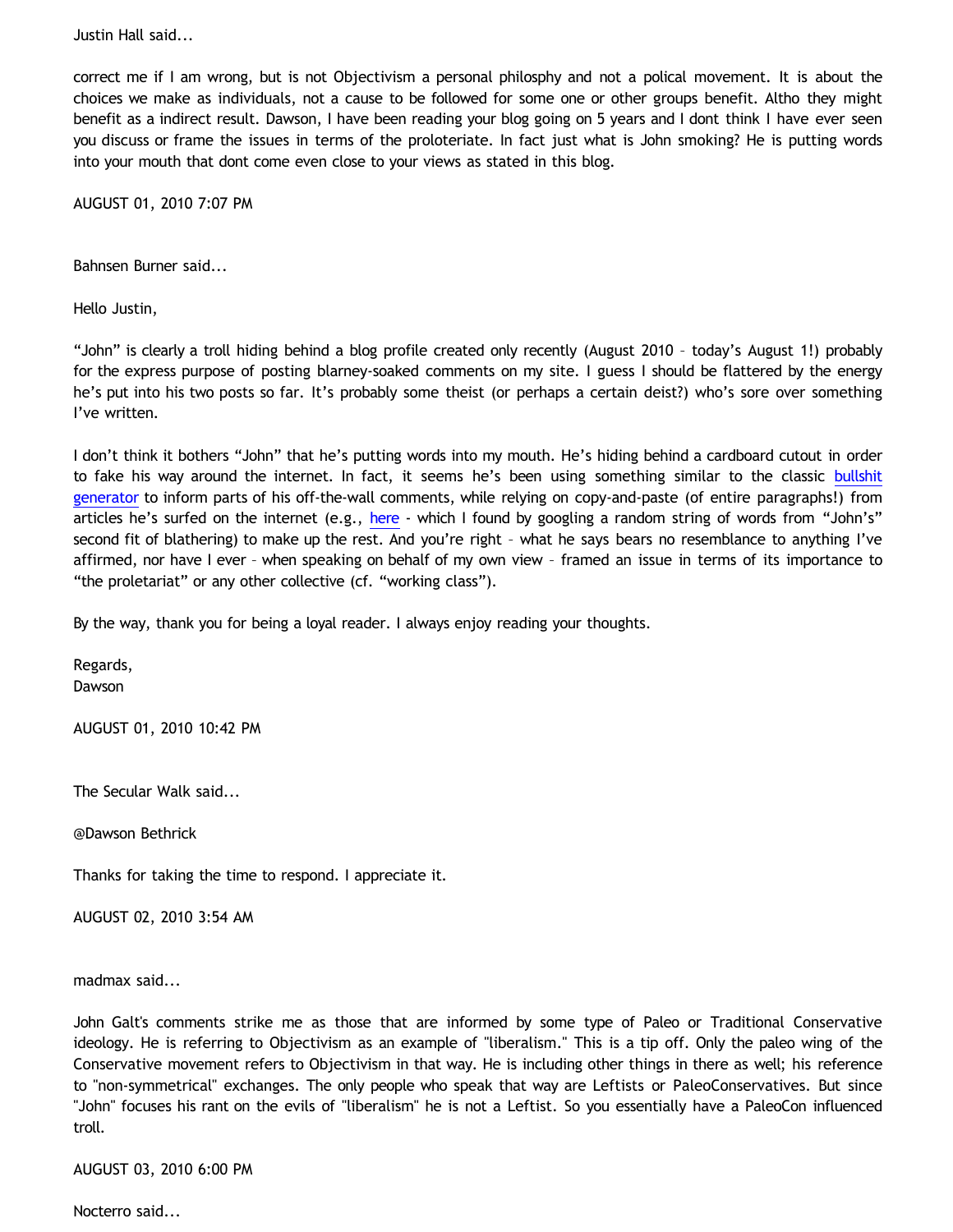Justin Hall said...

correct me if I am wrong, but is not Objectivism a personal philosphy and not a polical movement. It is about the choices we make as individuals, not a cause to be followed for some one or other groups benefit. Altho they might benefit as a indirect result. Dawson, I have been reading your blog going on 5 years and I dont think I have ever seen you discuss or frame the issues in terms of the proloteriate. In fact just what is John smoking? He is putting words into your mouth that dont come even close to your views as stated in this blog.

AUGUST 01, 2010 7:07 PM

Bahnsen Burner said...

Hello Justin,

"John" is clearly a troll hiding behind a blog profile created only recently (August 2010 – today's August 1!) probably for the express purpose of posting blarney-soaked comments on my site. I guess I should be flattered by the energy he's put into his two posts so far. It's probably some theist (or perhaps a certain deist?) who's sore over something I've written.

I don't think it bothers "John" that he's putting words into my mouth. He's hiding behind a cardboard cutout in order to fake his way around the internet. In fact, it seems he's been using something similar to the classic bullshit generator to inform parts of his off-the-wall comments, while relying on copy-and-paste (of entire paragraphs!) from articles he's surfed on the internet (e.g., here - which I found by googling a random string of words from "John's" second fit of blathering) to make up the rest. And you're right – what he says bears no resemblance to anything I've affirmed, nor have I ever – when speaking on behalf of my own view – framed an issue in terms of its importance to "the proletariat" or any other collective (cf. "working class").

By the way, thank you for being a loyal reader. I always enjoy reading your thoughts.

Regards,
Dawson

AUGUST 01, 2010 10:42 PM

The Secular Walk said...

@Dawson Bethrick

Thanks for taking the time to respond. I appreciate it.

AUGUST 02, 2010 3:54 AM

madmax said...

John Galt's comments strike me as those that are informed by some type of Paleo or Traditional Conservative ideology. He is referring to Objectivism as an example of "liberalism." This is a tip off. Only the paleo wing of the Conservative movement refers to Objectivism in that way. He is including other things in there as well; his reference to "non-symmetrical" exchanges. The only people who speak that way are Leftists or PaleoConservatives. But since "John" focuses his rant on the evils of "liberalism" he is not a Leftist. So you essentially have a PaleoCon influenced troll.

AUGUST 03, 2010 6:00 PM

Nocterro said...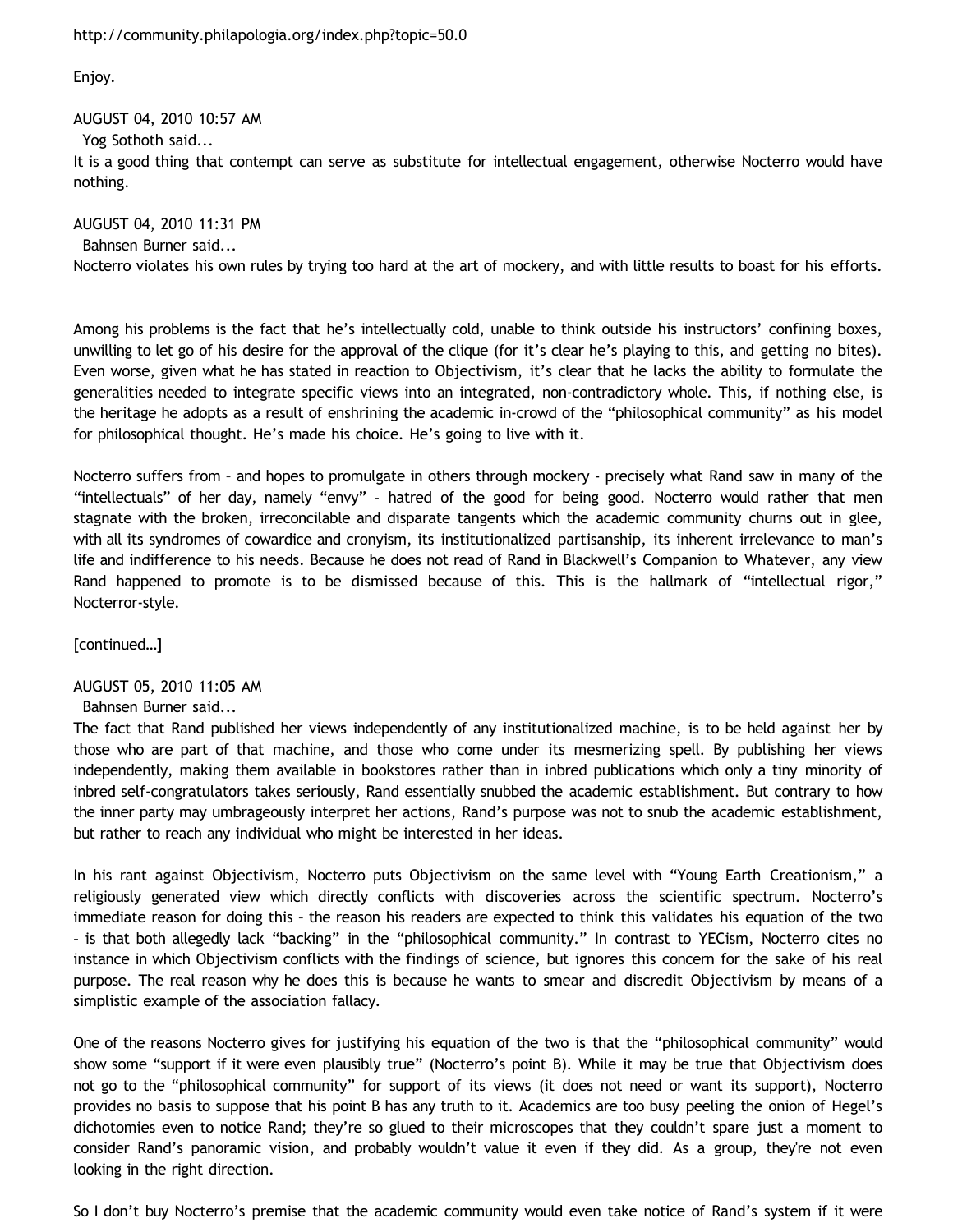http://community.philapologia.org/index.php?topic=50.0

Enjoy.

AUGUST 04, 2010 10:57 AM

Yog Sothoth said...

It is a good thing that contempt can serve as substitute for intellectual engagement, otherwise Nocterro would have nothing.

AUGUST 04, 2010 11:31 PM

Bahnsen Burner said...

Nocterro violates his own rules by trying too hard at the art of mockery, and with little results to boast for his efforts.

Among his problems is the fact that he's intellectually cold, unable to think outside his instructors' confining boxes, unwilling to let go of his desire for the approval of the clique (for it's clear he's playing to this, and getting no bites). Even worse, given what he has stated in reaction to Objectivism, it's clear that he lacks the ability to formulate the generalities needed to integrate specific views into an integrated, non-contradictory whole. This, if nothing else, is the heritage he adopts as a result of enshrining the academic in-crowd of the "philosophical community" as his model for philosophical thought. He's made his choice. He's going to live with it.

Nocterro suffers from – and hopes to promulgate in others through mockery - precisely what Rand saw in many of the "intellectuals" of her day, namely "envy" – hatred of the good for being good. Nocterro would rather that men stagnate with the broken, irreconcilable and disparate tangents which the academic community churns out in glee, with all its syndromes of cowardice and cronyism, its institutionalized partisanship, its inherent irrelevance to man's life and indifference to his needs. Because he does not read of Rand in Blackwell's Companion to Whatever, any view Rand happened to promote is to be dismissed because of this. This is the hallmark of "intellectual rigor," Nocterror-style.

[continued…]

AUGUST 05, 2010 11:05 AM

Bahnsen Burner said...

The fact that Rand published her views independently of any institutionalized machine, is to be held against her by those who are part of that machine, and those who come under its mesmerizing spell. By publishing her views independently, making them available in bookstores rather than in inbred publications which only a tiny minority of inbred self-congratulators takes seriously, Rand essentially snubbed the academic establishment. But contrary to how the inner party may umbrageously interpret her actions, Rand's purpose was not to snub the academic establishment, but rather to reach any individual who might be interested in her ideas.

In his rant against Objectivism, Nocterro puts Objectivism on the same level with "Young Earth Creationism," a religiously generated view which directly conflicts with discoveries across the scientific spectrum. Nocterro's immediate reason for doing this – the reason his readers are expected to think this validates his equation of the two – is that both allegedly lack "backing" in the "philosophical community." In contrast to YECism, Nocterro cites no instance in which Objectivism conflicts with the findings of science, but ignores this concern for the sake of his real purpose. The real reason why he does this is because he wants to smear and discredit Objectivism by means of a simplistic example of the association fallacy.

One of the reasons Nocterro gives for justifying his equation of the two is that the "philosophical community" would show some "support if it were even plausibly true" (Nocterro's point B). While it may be true that Objectivism does not go to the "philosophical community" for support of its views (it does not need or want its support), Nocterro provides no basis to suppose that his point B has any truth to it. Academics are too busy peeling the onion of Hegel's dichotomies even to notice Rand; they're so glued to their microscopes that they couldn't spare just a moment to consider Rand's panoramic vision, and probably wouldn't value it even if they did. As a group, they're not even looking in the right direction.

So I don't buy Nocterro's premise that the academic community would even take notice of Rand's system if it were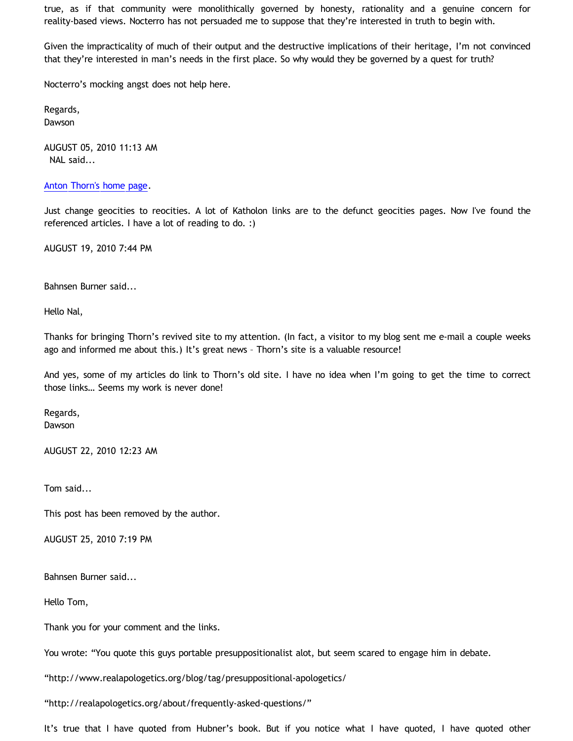true, as if that community were monolithically governed by honesty, rationality and a genuine concern for reality-based views. Nocterro has not persuaded me to suppose that they're interested in truth to begin with.

Given the impracticality of much of their output and the destructive implications of their heritage, I'm not convinced that they're interested in man's needs in the first place. So why would they be governed by a quest for truth?

Nocterro's mocking angst does not help here.

Regards,
Dawson

AUGUST 05, 2010 11:13 AM

NAL said...

Anton Thorn's home page.

Just change geocities to reocities. A lot of Katholon links are to the defunct geocities pages. Now I've found the referenced articles. I have a lot of reading to do. :)

AUGUST 19, 2010 7:44 PM

Bahnsen Burner said...

Hello Nal,

Thanks for bringing Thorn's revived site to my attention. (In fact, a visitor to my blog sent me e-mail a couple weeks ago and informed me about this.) It's great news – Thorn's site is a valuable resource!

And yes, some of my articles do link to Thorn's old site. I have no idea when I'm going to get the time to correct those links… Seems my work is never done!

Regards,
Dawson

AUGUST 22, 2010 12:23 AM

Tom said...

This post has been removed by the author.

AUGUST 25, 2010 7:19 PM

Bahnsen Burner said...

Hello Tom,

Thank you for your comment and the links.

You wrote: "You quote this guys portable presuppositionalist alot, but seem scared to engage him in debate.

"http://www.realapologetics.org/blog/tag/presuppositional-apologetics/

"http://realapologetics.org/about/frequently-asked-questions/"

It's true that I have quoted from Hubner's book. But if you notice what I have quoted, I have quoted other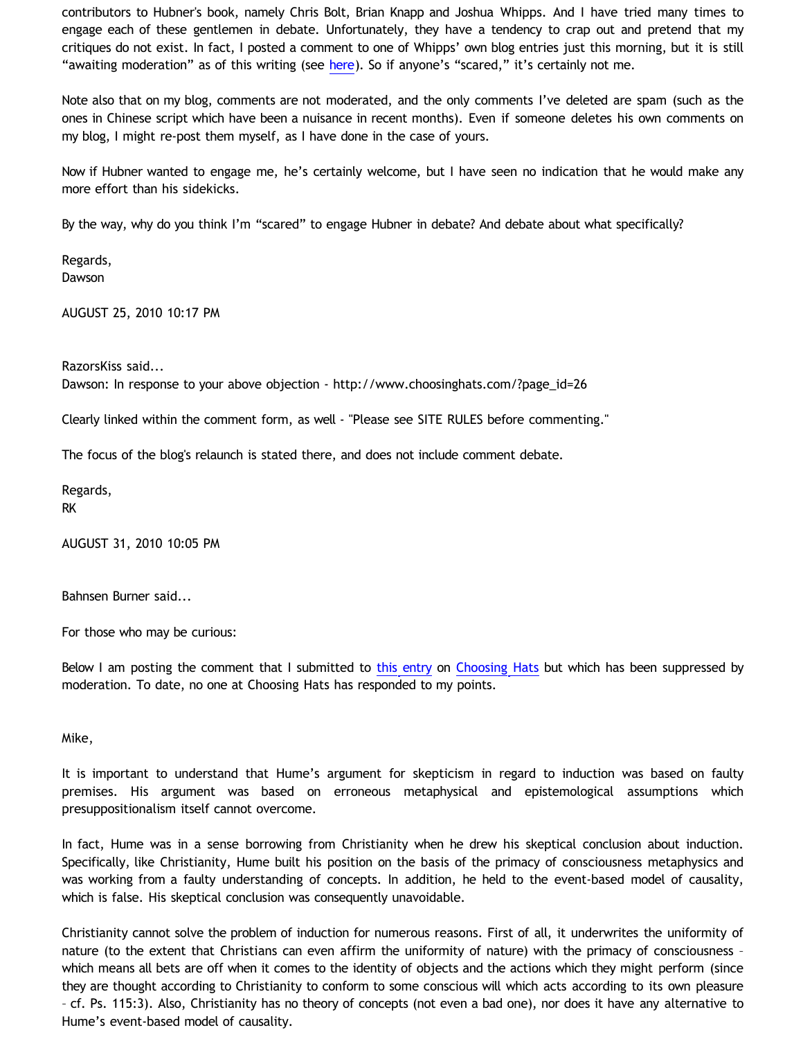contributors to Hubner's book, namely Chris Bolt, Brian Knapp and Joshua Whipps. And I have tried many times to engage each of these gentlemen in debate. Unfortunately, they have a tendency to crap out and pretend that my critiques do not exist. In fact, I posted a comment to one of Whipps' own blog entries just this morning, but it is still "awaiting moderation" as of this writing (see here). So if anyone's "scared," it's certainly not me.

Note also that on my blog, comments are not moderated, and the only comments I've deleted are spam (such as the ones in Chinese script which have been a nuisance in recent months). Even if someone deletes his own comments on my blog, I might re-post them myself, as I have done in the case of yours.

Now if Hubner wanted to engage me, he's certainly welcome, but I have seen no indication that he would make any more effort than his sidekicks.

By the way, why do you think I'm "scared" to engage Hubner in debate? And debate about what specifically?

Regards,
Dawson

AUGUST 25, 2010 10:17 PM

RazorsKiss said...
Dawson: In response to your above objection - http://www.choosinghats.com/?page_id=26

Clearly linked within the comment form, as well - "Please see SITE RULES before commenting."

The focus of the blog's relaunch is stated there, and does not include comment debate.

Regards,
RK

AUGUST 31, 2010 10:05 PM

Bahnsen Burner said...

For those who may be curious:

Below I am posting the comment that I submitted to this entry on Choosing Hats but which has been suppressed by moderation. To date, no one at Choosing Hats has responded to my points.

Mike,

It is important to understand that Hume's argument for skepticism in regard to induction was based on faulty premises. His argument was based on erroneous metaphysical and epistemological assumptions which presuppositionalism itself cannot overcome.

In fact, Hume was in a sense borrowing from Christianity when he drew his skeptical conclusion about induction. Specifically, like Christianity, Hume built his position on the basis of the primacy of consciousness metaphysics and was working from a faulty understanding of concepts. In addition, he held to the event-based model of causality, which is false. His skeptical conclusion was consequently unavoidable.

Christianity cannot solve the problem of induction for numerous reasons. First of all, it underwrites the uniformity of nature (to the extent that Christians can even affirm the uniformity of nature) with the primacy of consciousness – which means all bets are off when it comes to the identity of objects and the actions which they might perform (since they are thought according to Christianity to conform to some conscious will which acts according to its own pleasure – cf. Ps. 115:3). Also, Christianity has no theory of concepts (not even a bad one), nor does it have any alternative to Hume's event-based model of causality.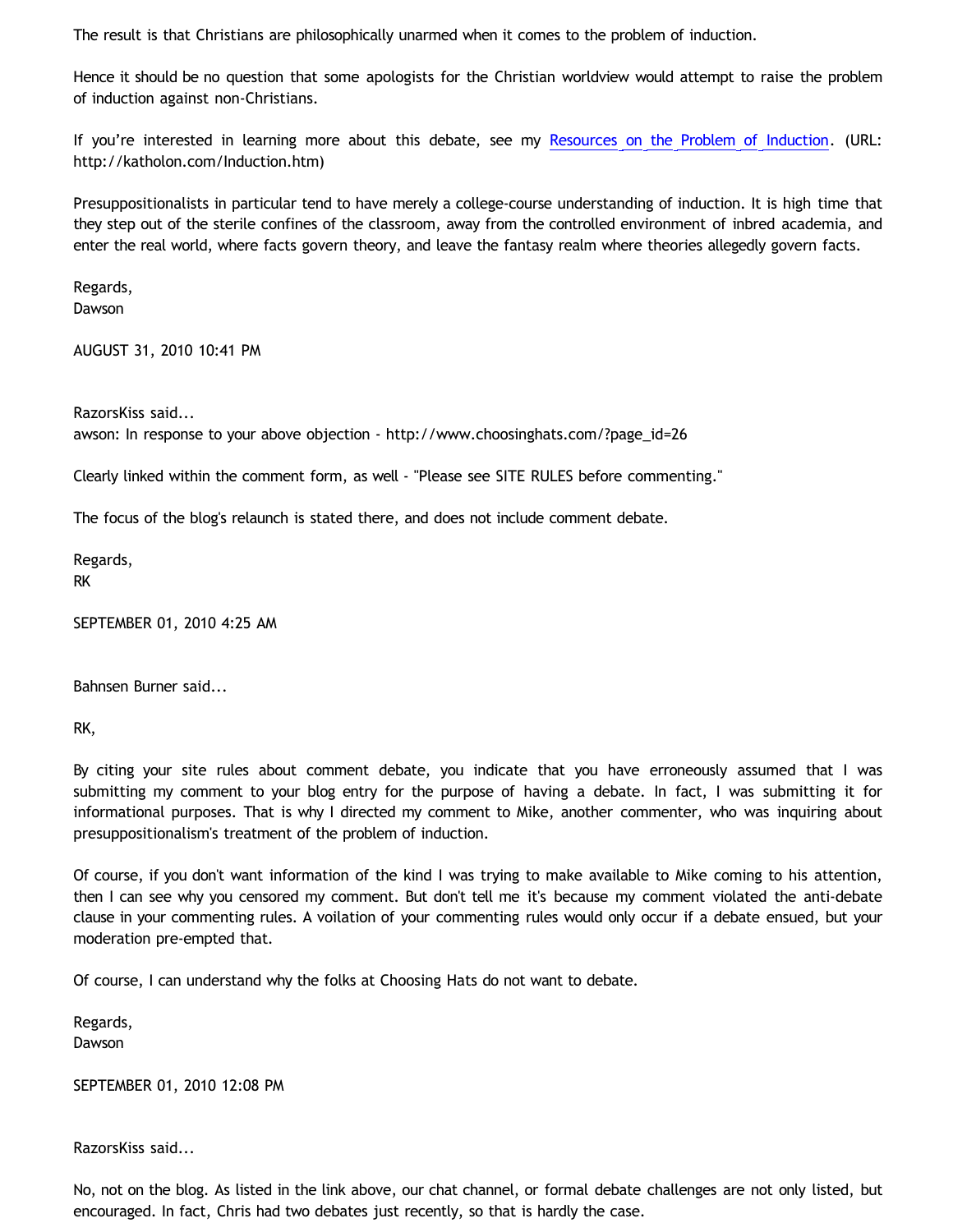The result is that Christians are philosophically unarmed when it comes to the problem of induction.

Hence it should be no question that some apologists for the Christian worldview would attempt to raise the problem of induction against non-Christians.

If you're interested in learning more about this debate, see my [Resources on the Problem of Induction](http://katholon.com/Induction.htm). (URL: http://katholon.com/Induction.htm)

Presuppositionalists in particular tend to have merely a college-course understanding of induction. It is high time that they step out of the sterile confines of the classroom, away from the controlled environment of inbred academia, and enter the real world, where facts govern theory, and leave the fantasy realm where theories allegedly govern facts.

Regards,
Dawson

AUGUST 31, 2010 10:41 PM

RazorsKiss said...
awson: In response to your above objection - http://www.choosinghats.com/?page_id=26

Clearly linked within the comment form, as well - "Please see SITE RULES before commenting."

The focus of the blog's relaunch is stated there, and does not include comment debate.

Regards,
RK

SEPTEMBER 01, 2010 4:25 AM

Bahnsen Burner said...

RK,

By citing your site rules about comment debate, you indicate that you have erroneously assumed that I was submitting my comment to your blog entry for the purpose of having a debate. In fact, I was submitting it for informational purposes. That is why I directed my comment to Mike, another commenter, who was inquiring about presuppositionalism's treatment of the problem of induction.

Of course, if you don't want information of the kind I was trying to make available to Mike coming to his attention, then I can see why you censored my comment. But don't tell me it's because my comment violated the anti-debate clause in your commenting rules. A voilation of your commenting rules would only occur if a debate ensued, but your moderation pre-empted that.

Of course, I can understand why the folks at Choosing Hats do not want to debate.

Regards,
Dawson

SEPTEMBER 01, 2010 12:08 PM

RazorsKiss said...

No, not on the blog. As listed in the link above, our chat channel, or formal debate challenges are not only listed, but encouraged. In fact, Chris had two debates just recently, so that is hardly the case.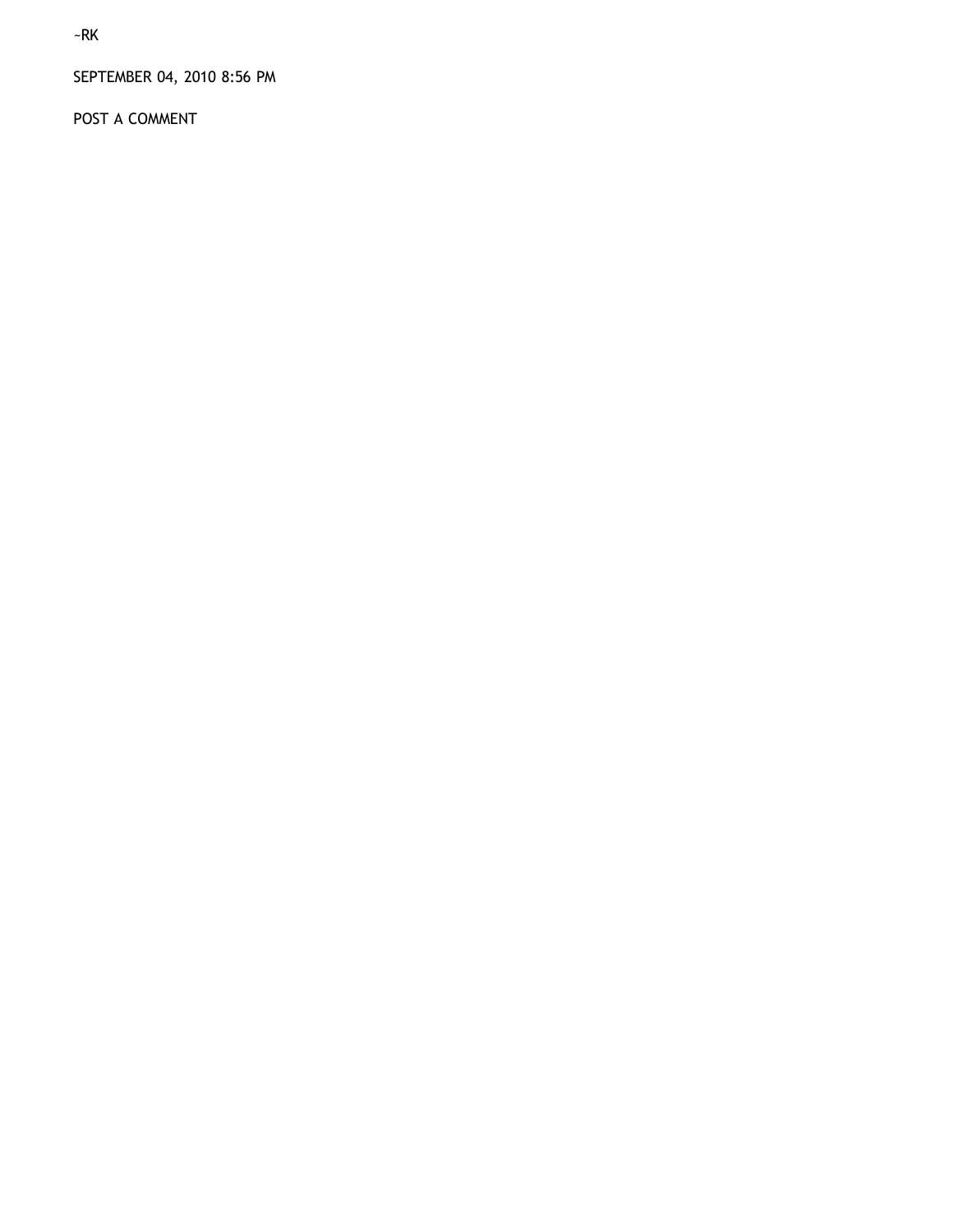~RK

SEPTEMBER 04, 2010 8:56 PM

POST A COMMENT